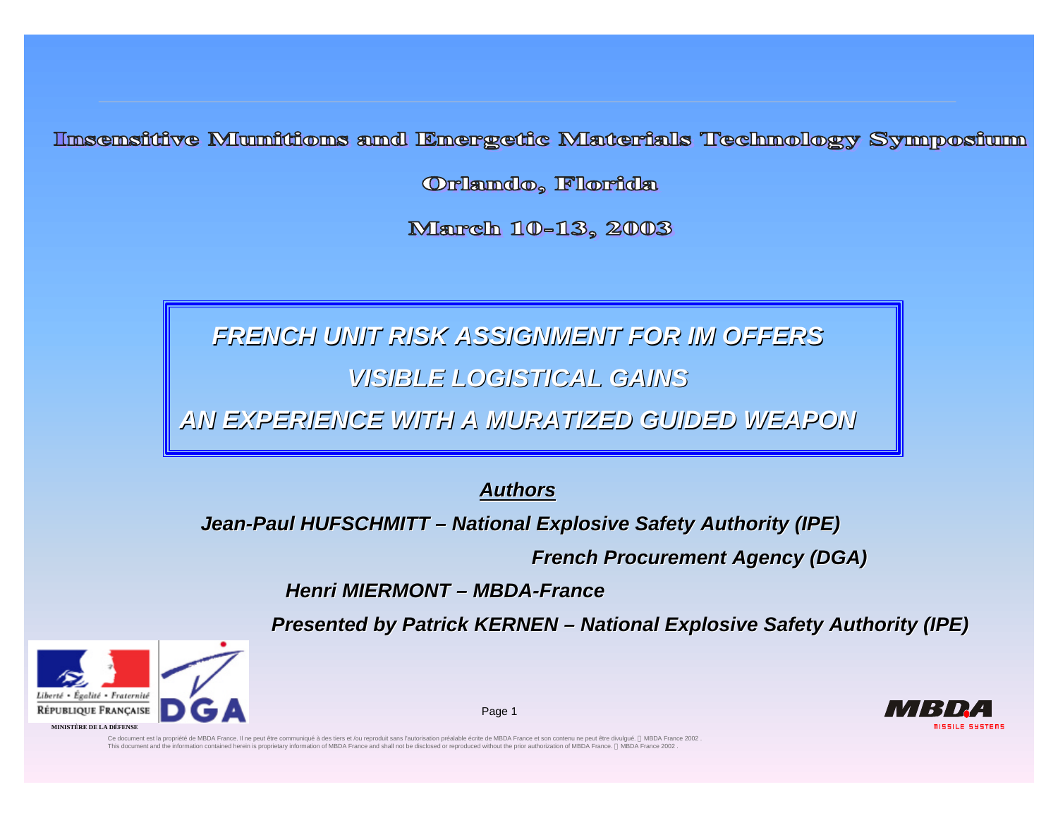Insensitive Munitions and Energetic Materials Technology Symposium

Orlando, Florida

March 10-13, 2003

# *FRENCH UNIT RISK ASSIGNMENT FOR IM OFFERS VISIBLE LOGISTICAL GAINS*

# *AN EXPERIENCE WITH A MURATIZED GUIDED WEAPON*

***Authors***

***Jean-Paul HUFSCHMITT – National Explosive Safety Authority (IPE)***

***French Procurement Agency (DGA)***

***Henri MIERMONT – MBDA-France***

***Presented by Patrick KERNEN – National Explosive Safety Authority (IPE)***

Liberté • Égalité • Fraternité

RÉPUBLIQUE FRANÇAISE

MINISTÈRE DE LA DÉFENSE

DGA

MBDA MISSILE SYSTEMS

Ce document est la propriété de MBDA France. Il ne peut être communiqué à des tiers et /ou reproduit sans l'autorisation préalable écrite de MBDA France et son contenu ne peut être divulgué. © MBDA France 2002.
This document and the information contained herein is proprietary information of MBDA France and shall not be disclosed or reproduced without the prior authorization of MBDA France. © MBDA France 2002.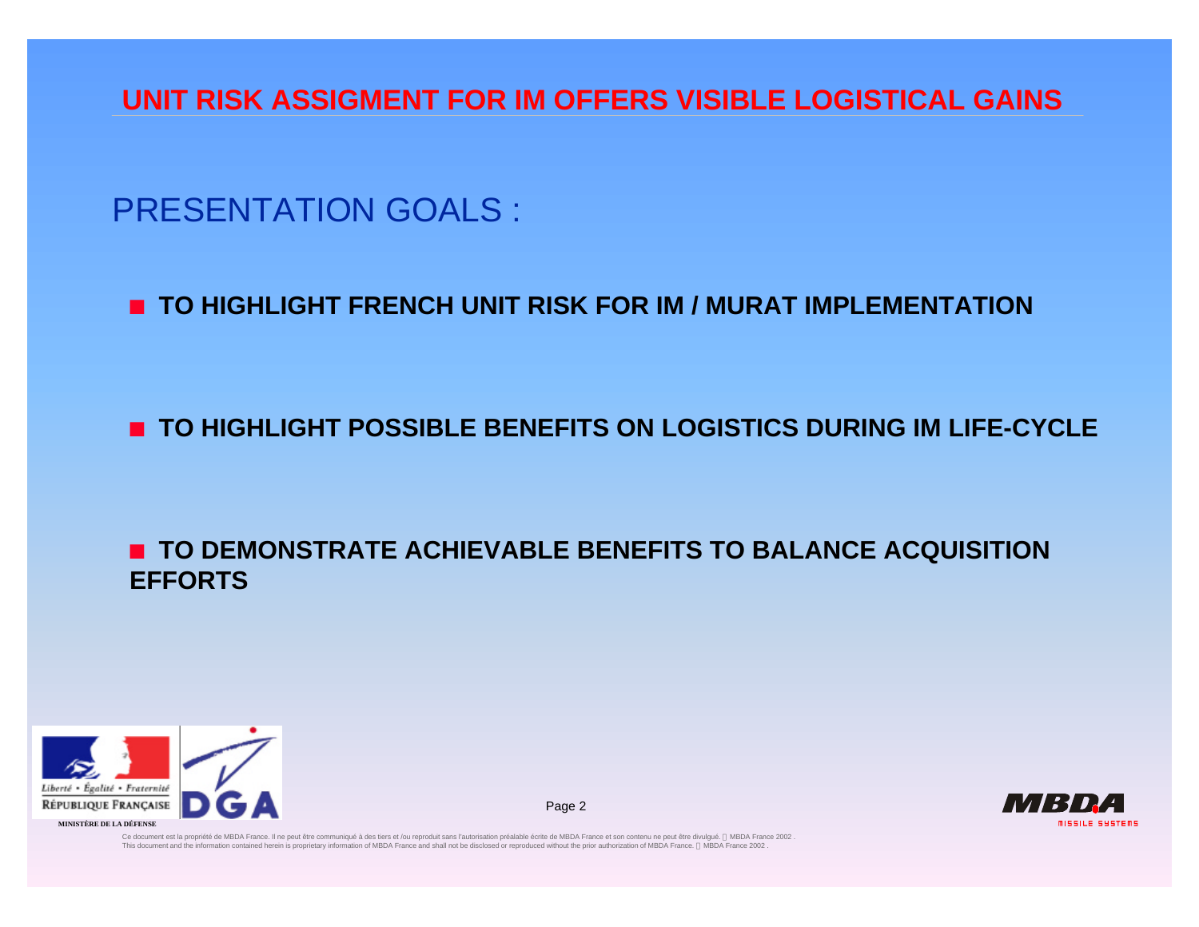# UNIT RISK ASSIGMENT FOR IM OFFERS VISIBLE LOGISTICAL GAINS

## PRESENTATION GOALS :

- **TO HIGHLIGHT FRENCH UNIT RISK FOR IM / MURAT IMPLEMENTATION**

- **TO HIGHLIGHT POSSIBLE BENEFITS ON LOGISTICS DURING IM LIFE-CYCLE**

- **TO DEMONSTRATE ACHIEVABLE BENEFITS TO BALANCE ACQUISITION EFFORTS**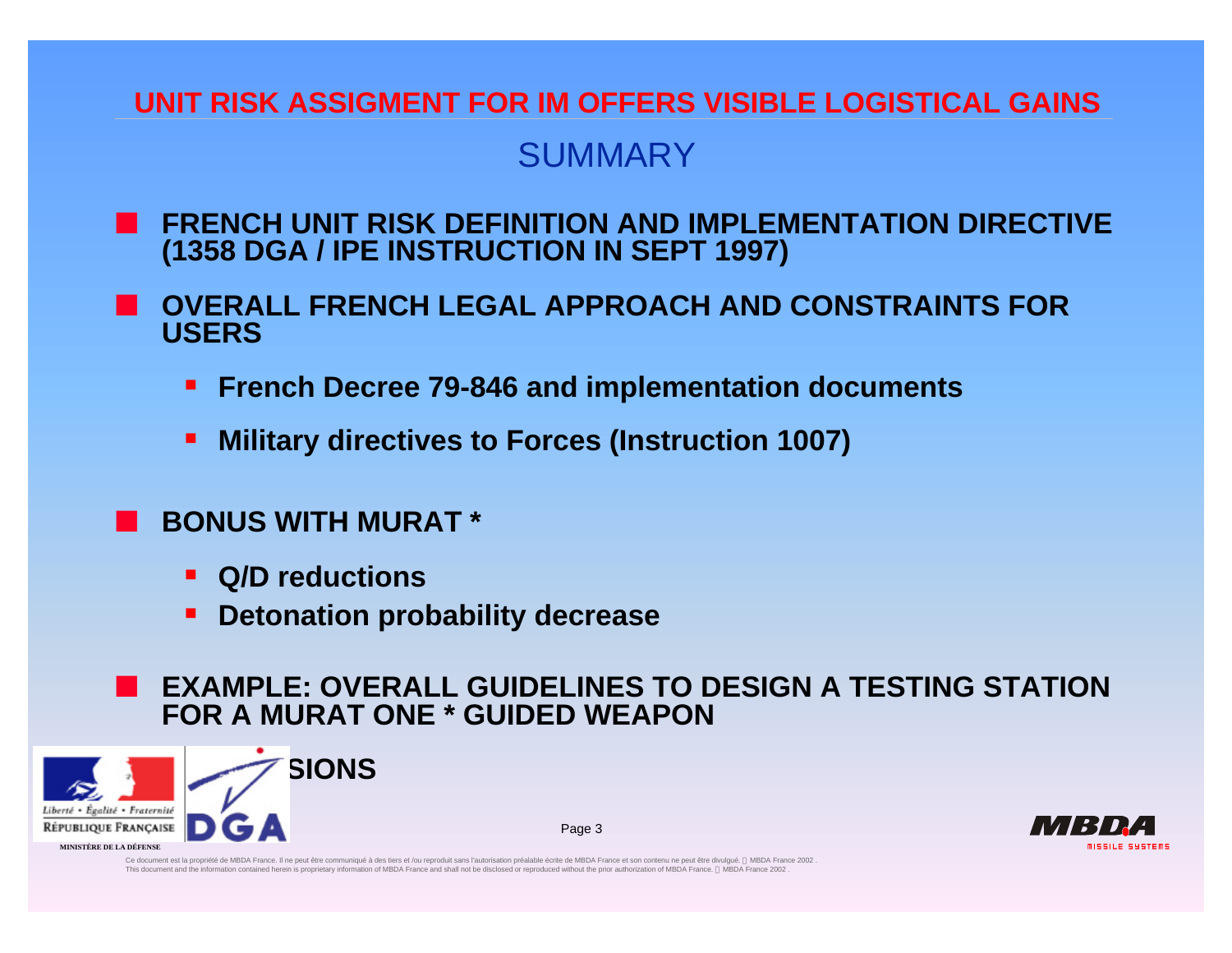# UNIT RISK ASSIGMENT FOR IM OFFERS VISIBLE LOGISTICAL GAINS

## SUMMARY

- **FRENCH UNIT RISK DEFINITION AND IMPLEMENTATION DIRECTIVE (1358 DGA / IPE INSTRUCTION IN SEPT 1997)**
- **OVERALL FRENCH LEGAL APPROACH AND CONSTRAINTS FOR USERS**
  - **French Decree 79-846 and implementation documents**
  - **Military directives to Forces (Instruction 1007)**
- **BONUS WITH MURAT ***
  - **Q/D reductions**
  - **Detonation probability decrease**
- **EXAMPLE: OVERALL GUIDELINES TO DESIGN A TESTING STATION FOR A MURAT ONE * GUIDED WEAPON**
- **SIONS**

Liberté • Égalité • Fraternité
RÉPUBLIQUE FRANÇAISE
MINISTÈRE DE LA DÉFENSE

DGA

MBDA MISSILE SYSTEMS

Ce document est la propriété de MBDA France. Il ne peut être communiqué à des tiers et /ou reproduit sans l'autorisation préalable écrite de MBDA France et son contenu ne peut être divulgué. © MBDA France 2002 .
This document and the information contained herein is proprietary information of MBDA France and shall not be disclosed or reproduced without the prior authorization of MBDA France. © MBDA France 2002 .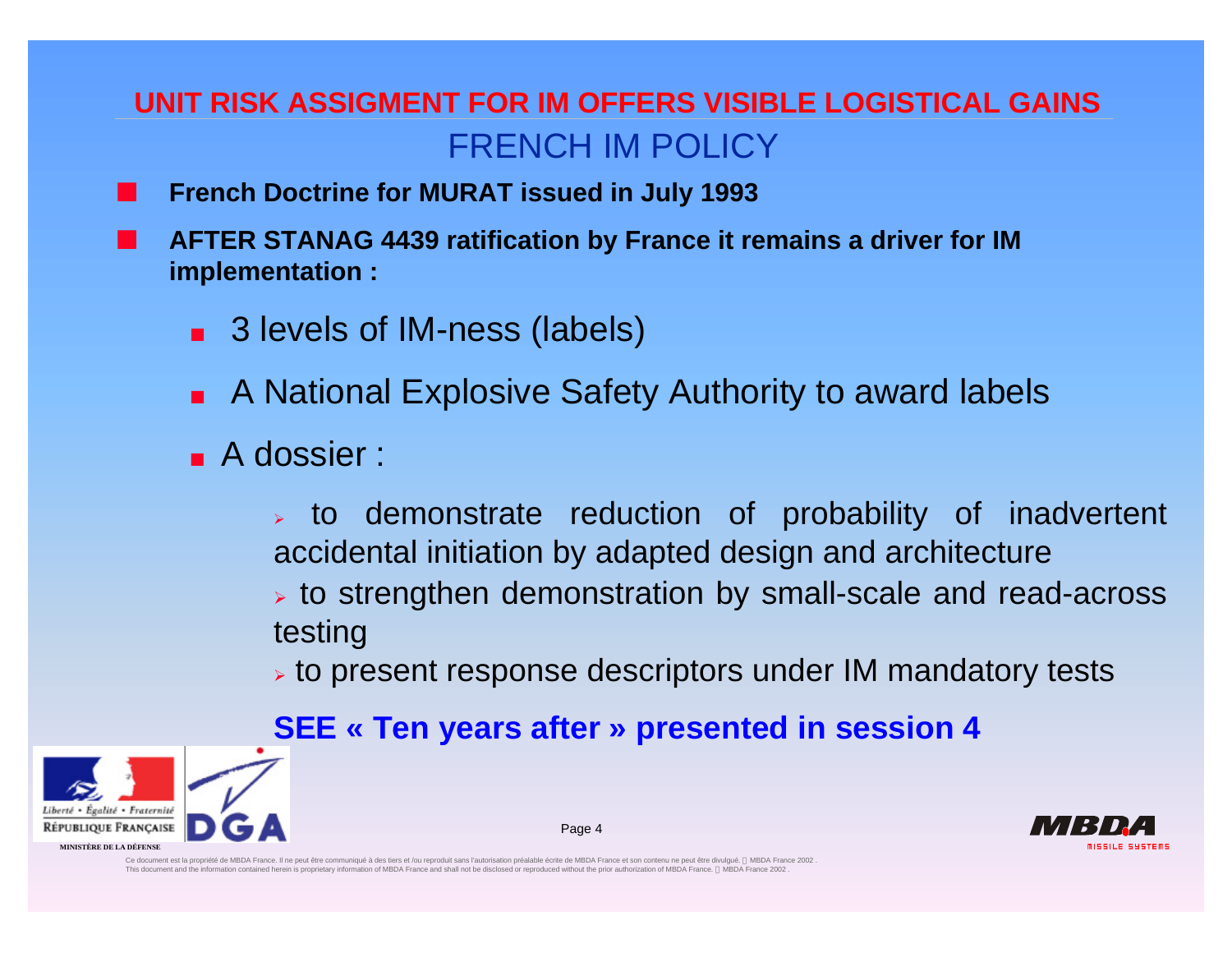# UNIT RISK ASSIGMENT FOR IM OFFERS VISIBLE LOGISTICAL GAINS

## FRENCH IM POLICY

- **French Doctrine for MURAT issued in July 1993**
- **AFTER STANAG 4439 ratification by France it remains a driver for IM implementation :**
  - 3 levels of IM-ness (labels)
  - A National Explosive Safety Authority to award labels
  - A dossier :
    - to demonstrate reduction of probability of inadvertent accidental initiation by adapted design and architecture
    - to strengthen demonstration by small-scale and read-across testing
    - to present response descriptors under IM mandatory tests

**SEE « Ten years after » presented in session 4**

Liberté • Égalité • Fraternité
RÉPUBLIQUE FRANÇAISE
MINISTÈRE DE LA DÉFENSE

DGA

MBDA MISSILE SYSTEMS

Ce document est la propriété de MBDA France. Il ne peut être communiqué à des tiers et /ou reproduit sans l'autorisation préalable écrite de MBDA France et son contenu ne peut être divulgué. © MBDA France 2002 .
This document and the information contained herein is proprietary information of MBDA France and shall not be disclosed or reproduced without the prior authorization of MBDA France. © MBDA France 2002 .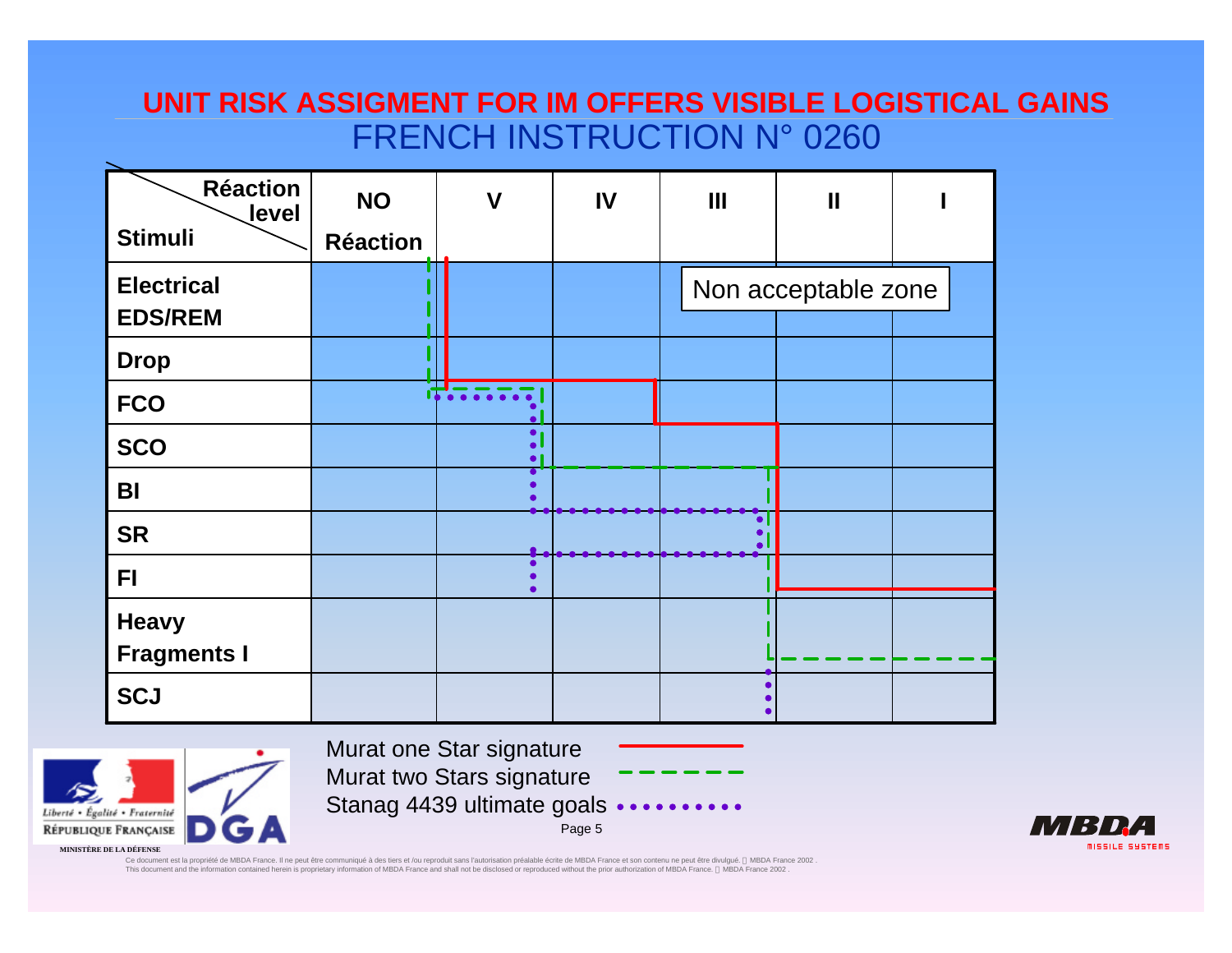# UNIT RISK ASSIGMENT FOR IM OFFERS VISIBLE LOGISTICAL GAINS

## FRENCH INSTRUCTION N° 0260

| Stimuli \ Réaction level | NO Réaction | V | IV | III | II | I |
|---|---|---|---|---|---|---|
| Electrical EDS/REM | | | | Non acceptable zone | | |
| Drop | | | | | | |
| FCO | | | | | | |
| SCO | | | | | | |
| BI | | | | | | |
| SR | | | | | | |
| FI | | | | | | |
| Heavy Fragments I | | | | | | |
| SCJ | | | | | | |

Murat one Star signature (solid red line)

Murat two Stars signature (dashed green line)

Stanag 4439 ultimate goals (dotted purple line)

MINISTÈRE DE LA DÉFENSE

Ce document est la propriété de MBDA France. Il ne peut être communiqué à des tiers et /ou reproduit sans l'autorisation préalable écrite de MBDA France et son contenu ne peut être divulgué. MBDA France 2002 .
This document and the information contained herein is proprietary information of MBDA France and shall not be disclosed or reproduced without the prior authorization of MBDA France. MBDA France 2002 .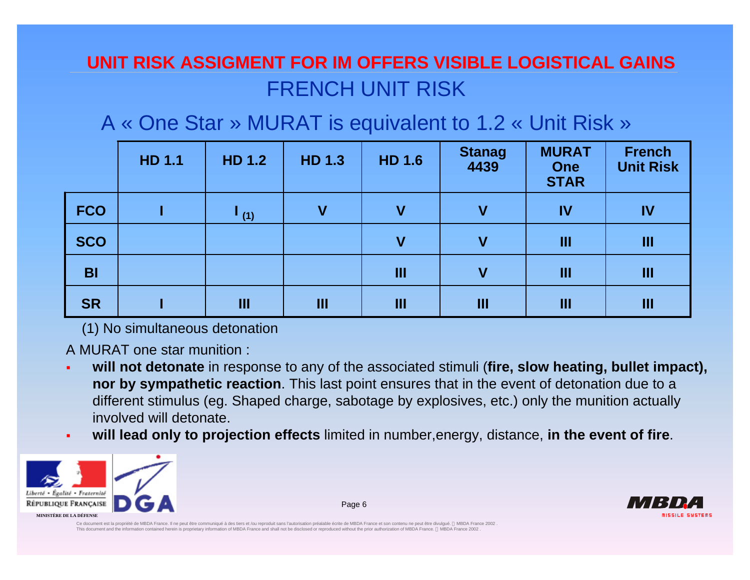## UNIT RISK ASSIGMENT FOR IM OFFERS VISIBLE LOGISTICAL GAINS

### FRENCH UNIT RISK

### A « One Star » MURAT is equivalent to 1.2 « Unit Risk »

| | HD 1.1 | HD 1.2 | HD 1.3 | HD 1.6 | Stanag 4439 | MURAT One STAR | French Unit Risk |
|---|---|---|---|---|---|---|---|
| **FCO** | I | I (1) | V | V | V | IV | IV |
| **SCO** | | | | V | V | III | III |
| **BI** | | | | III | V | III | III |
| **SR** | I | III | III | III | III | III | III |

(1) No simultaneous detonation

A MURAT one star munition :

- **will not detonate** in response to any of the associated stimuli (**fire, slow heating, bullet impact), nor by sympathetic reaction**. This last point ensures that in the event of detonation due to a different stimulus (eg. Shaped charge, sabotage by explosives, etc.) only the munition actually involved will detonate.
- **will lead only to projection effects** limited in number,energy, distance, **in the event of fire**.

Ce document est la propriété de MBDA France. Il ne peut être communiqué à des tiers et /ou reproduit sans l'autorisation préalable écrite de MBDA France et son contenu ne peut être divulgué. © MBDA France 2002 .
This document and the information contained herein is proprietary information of MBDA France and shall not be disclosed or reproduced without the prior authorization of MBDA France. © MBDA France 2002 .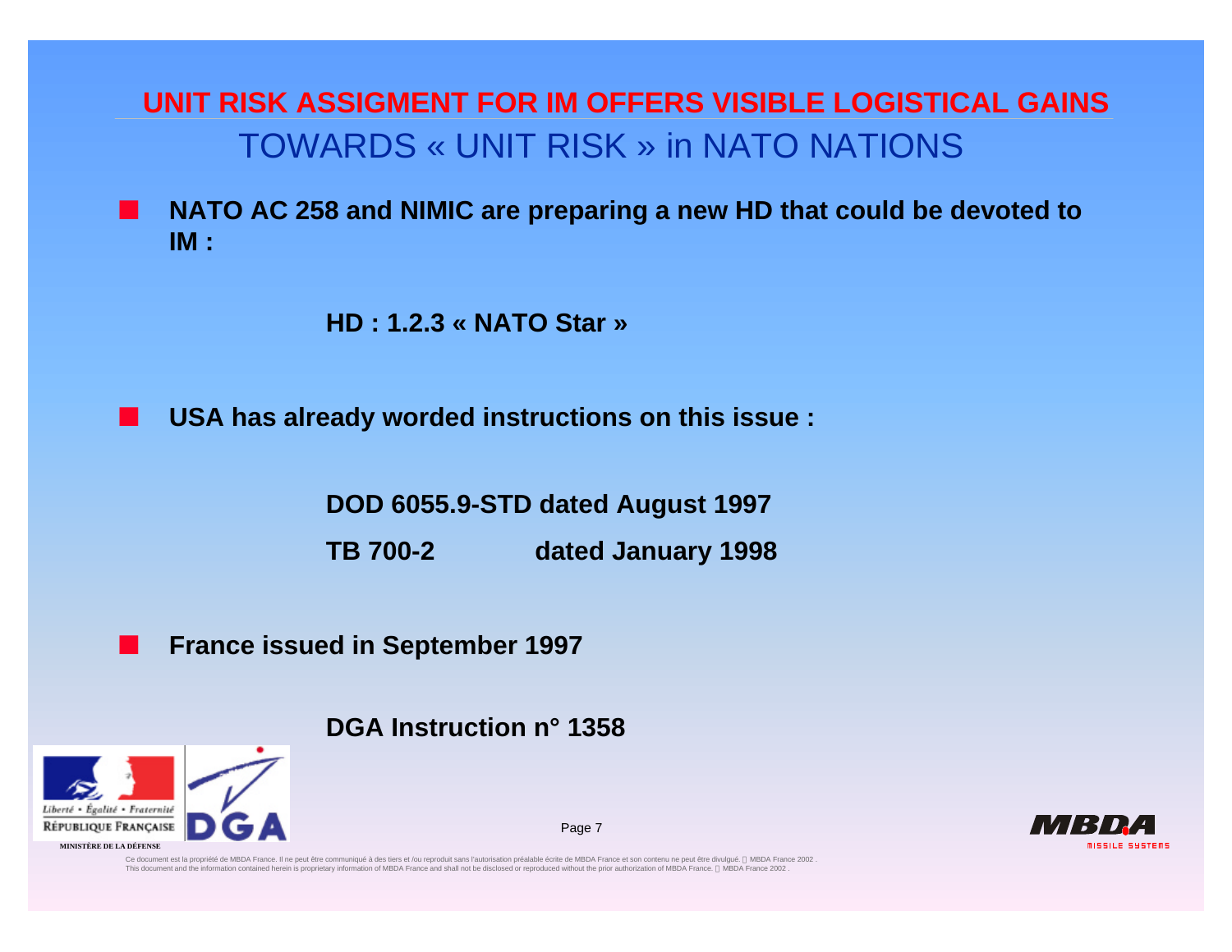# UNIT RISK ASSIGMENT FOR IM OFFERS VISIBLE LOGISTICAL GAINS

## TOWARDS « UNIT RISK » in NATO NATIONS

- **NATO AC 258 and NIMIC are preparing a new HD that could be devoted to IM :**

  **HD : 1.2.3 « NATO Star »**

- **USA has already worded instructions on this issue :**

  **DOD 6055.9-STD dated August 1997**

  **TB 700-2 dated January 1998**

- **France issued in September 1997**

  **DGA Instruction n° 1358**

Ce document est la propriété de MBDA France. Il ne peut être communiqué à des tiers et /ou reproduit sans l'autorisation préalable écrite de MBDA France et son contenu ne peut être divulgué. © MBDA France 2002 .
This document and the information contained herein is proprietary information of MBDA France and shall not be disclosed or reproduced without the prior authorization of MBDA France. © MBDA France 2002 .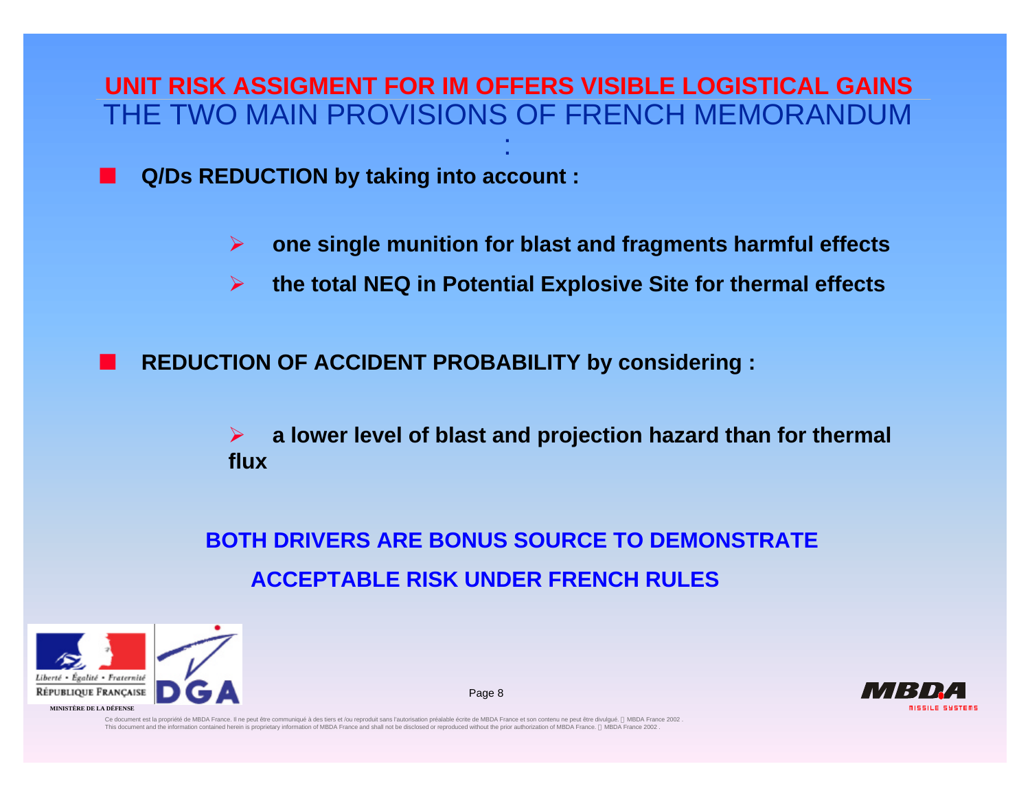# UNIT RISK ASSIGMENT FOR IM OFFERS VISIBLE LOGISTICAL GAINS

## THE TWO MAIN PROVISIONS OF FRENCH MEMORANDUM :

- **Q/Ds REDUCTION by taking into account :**
  - **one single munition for blast and fragments harmful effects**
  - **the total NEQ in Potential Explosive Site for thermal effects**

- **REDUCTION OF ACCIDENT PROBABILITY by considering :**
  - **a lower level of blast and projection hazard than for thermal flux**

**BOTH DRIVERS ARE BONUS SOURCE TO DEMONSTRATE ACCEPTABLE RISK UNDER FRENCH RULES**

Liberté • Égalité • Fraternité
RÉPUBLIQUE FRANÇAISE
MINISTÈRE DE LA DÉFENSE

DGA

MBDA MISSILE SYSTEMS

Ce document est la propriété de MBDA France. Il ne peut être communiqué à des tiers et /ou reproduit sans l'autorisation préalable écrite de MBDA France et son contenu ne peut être divulgué. © MBDA France 2002 .
This document and the information contained herein is proprietary information of MBDA France and shall not be disclosed or reproduced without the prior authorization of MBDA France. © MBDA France 2002 .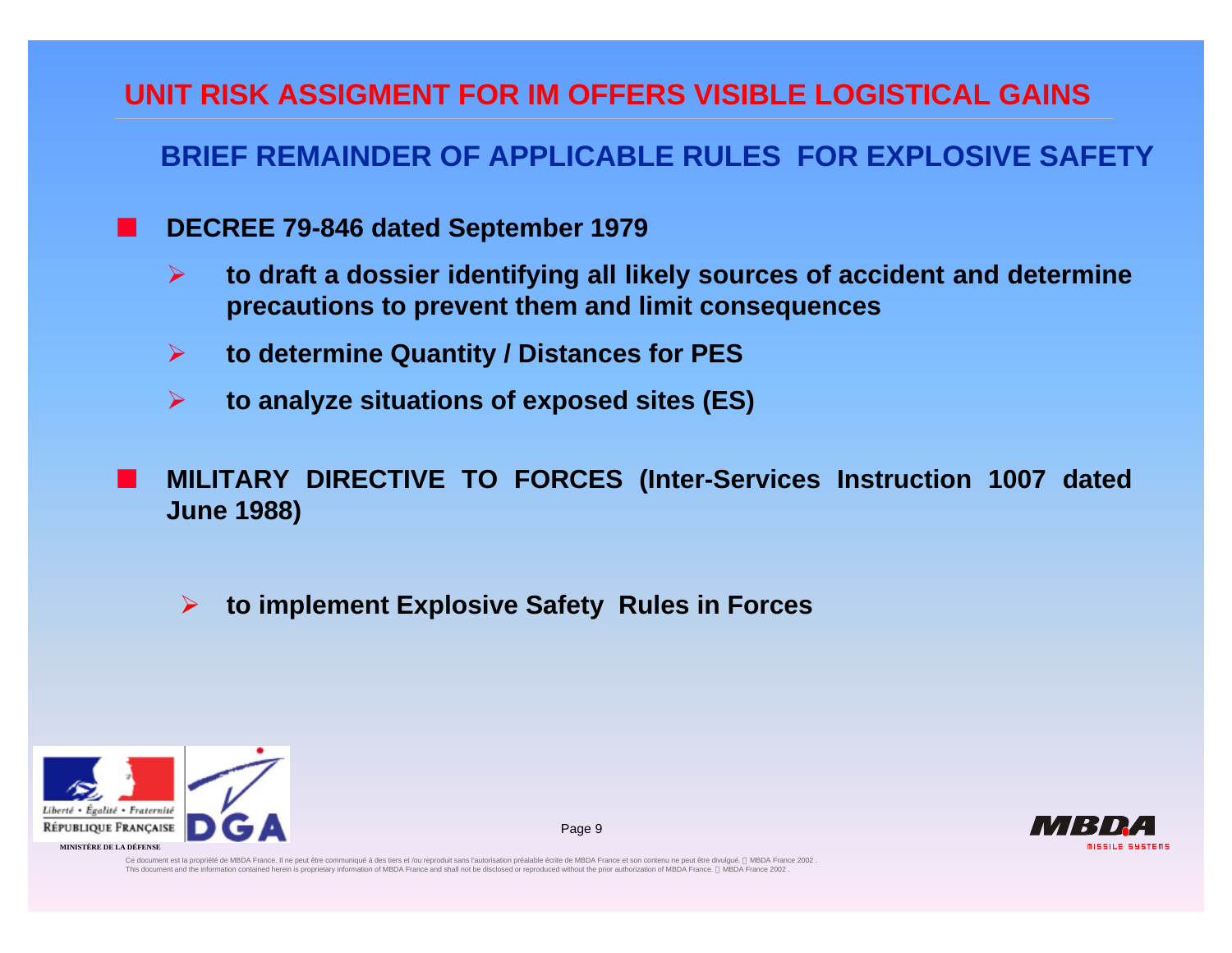# UNIT RISK ASSIGMENT FOR IM OFFERS VISIBLE LOGISTICAL GAINS

## BRIEF REMAINDER OF APPLICABLE RULES FOR EXPLOSIVE SAFETY

- **DECREE 79-846 dated September 1979**
  - **to draft a dossier identifying all likely sources of accident and determine precautions to prevent them and limit consequences**
  - **to determine Quantity / Distances for PES**
  - **to analyze situations of exposed sites (ES)**

- **MILITARY DIRECTIVE TO FORCES (Inter-Services Instruction 1007 dated June 1988)**
  - **to implement Explosive Safety Rules in Forces**

Ce document est la propriété de MBDA France. Il ne peut être communiqué à des tiers et /ou reproduit sans l'autorisation préalable écrite de MBDA France et son contenu ne peut être divulgué. © MBDA France 2002 .
This document and the information contained herein is proprietary information of MBDA France and shall not be disclosed or reproduced without the prior authorization of MBDA France. © MBDA France 2002 .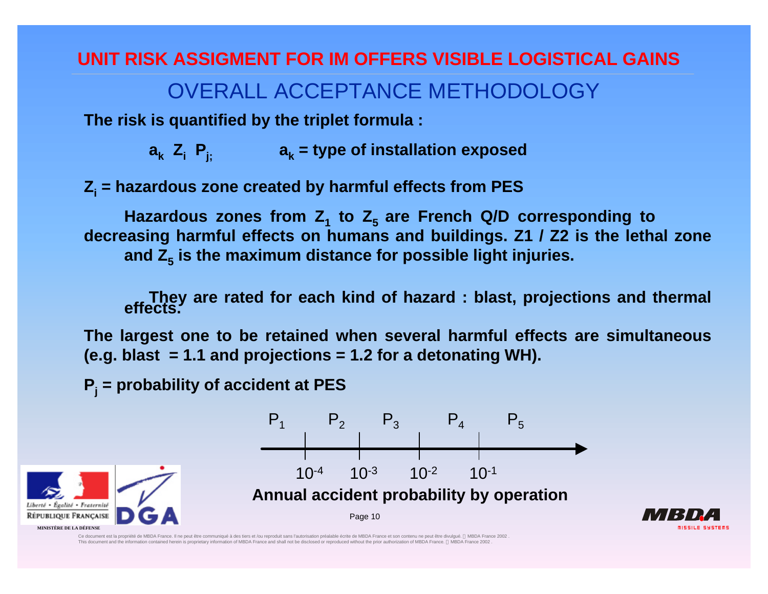# UNIT RISK ASSIGMENT FOR IM OFFERS VISIBLE LOGISTICAL GAINS

## OVERALL ACCEPTANCE METHODOLOGY

**The risk is quantified by the triplet formula :**

**$a_k$ $Z_i$ $P_{j;}$** **$a_k$ = type of installation exposed**

**$Z_i$ = hazardous zone created by harmful effects from PES**

**Hazardous zones from $Z_1$ to $Z_5$ are French Q/D corresponding to decreasing harmful effects on humans and buildings. Z1 / Z2 is the lethal zone and $Z_5$ is the maximum distance for possible light injuries.**

**They are rated for each kind of hazard : blast, projections and thermal effects.**

**The largest one to be retained when several harmful effects are simultaneous (e.g. blast = 1.1 and projections = 1.2 for a detonating WH).**

**$P_j$ = probability of accident at PES**

$P_1$ | $10^{-4}$ | $P_2$ | $10^{-3}$ | $P_3$ | $10^{-2}$ | $P_4$ | $10^{-1}$ | $P_5$

**Annual accident probability by operation**

Ce document est la propriété de MBDA France. Il ne peut être communiqué à des tiers et /ou reproduit sans l'autorisation préalable écrite de MBDA France et son contenu ne peut être divulgué. MBDA France 2002 .
This document and the information contained herein is proprietary information of MBDA France and shall not be disclosed or reproduced without the prior authorization of MBDA France. MBDA France 2002 .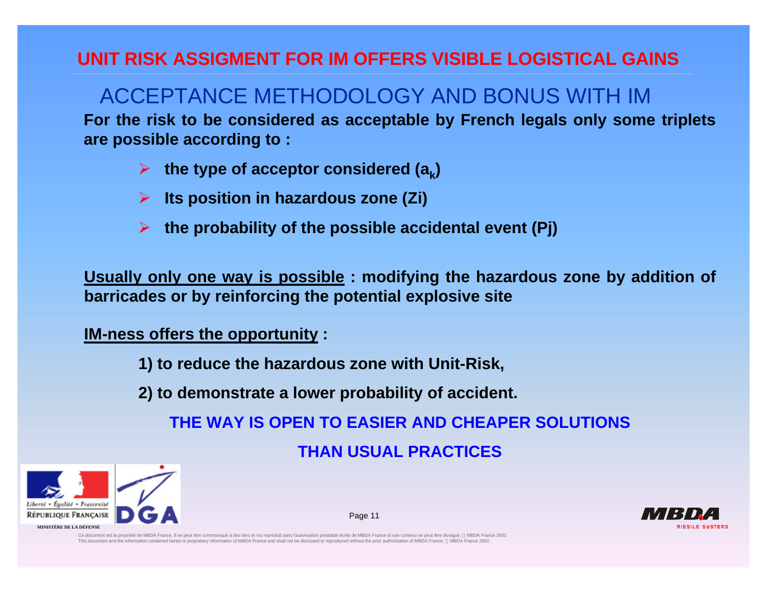# UNIT RISK ASSIGMENT FOR IM OFFERS VISIBLE LOGISTICAL GAINS

## ACCEPTANCE METHODOLOGY AND BONUS WITH IM

**For the risk to be considered as acceptable by French legals only some triplets are possible according to :**

- **the type of acceptor considered ($a_k$)**
- **Its position in hazardous zone (Zi)**
- **the probability of the possible accidental event (Pj)**

**Usually only one way is possible : modifying the hazardous zone by addition of barricades or by reinforcing the potential explosive site**

**IM-ness offers the opportunity :**

**1) to reduce the hazardous zone with Unit-Risk,**

**2) to demonstrate a lower probability of accident.**

**THE WAY IS OPEN TO EASIER AND CHEAPER SOLUTIONS THAN USUAL PRACTICES**

Liberté • Égalité • Fraternité
RÉPUBLIQUE FRANÇAISE
MINISTÈRE DE LA DÉFENSE

DGA

MBDA MISSILE SYSTEMS

Ce document est la propriété de MBDA France. Il ne peut être communiqué à des tiers et /ou reproduit sans l'autorisation préalable écrite de MBDA France et son contenu ne peut être divulgué. © MBDA France 2002 .
This document and the information contained herein is proprietary information of MBDA France and shall not be disclosed or reproduced without the prior authorization of MBDA France. © MBDA France 2002 .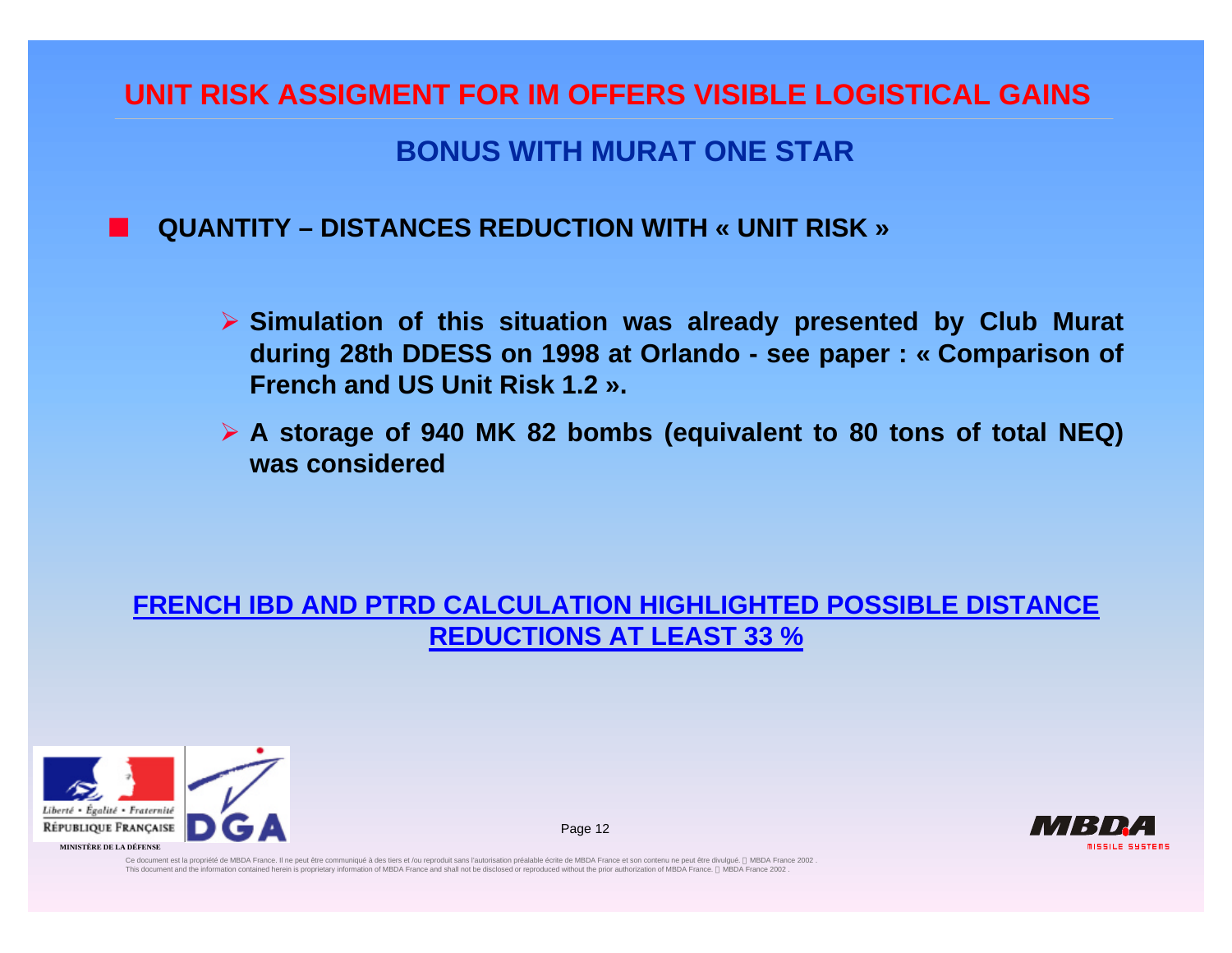# UNIT RISK ASSIGMENT FOR IM OFFERS VISIBLE LOGISTICAL GAINS

## BONUS WITH MURAT ONE STAR

- **QUANTITY – DISTANCES REDUCTION WITH « UNIT RISK »**

  - **Simulation of this situation was already presented by Club Murat during 28th DDESS on 1998 at Orlando - see paper : « Comparison of French and US Unit Risk 1.2 ».**
  - **A storage of 940 MK 82 bombs (equivalent to 80 tons of total NEQ) was considered**

**FRENCH IBD AND PTRD CALCULATION HIGHLIGHTED POSSIBLE DISTANCE REDUCTIONS AT LEAST 33 %**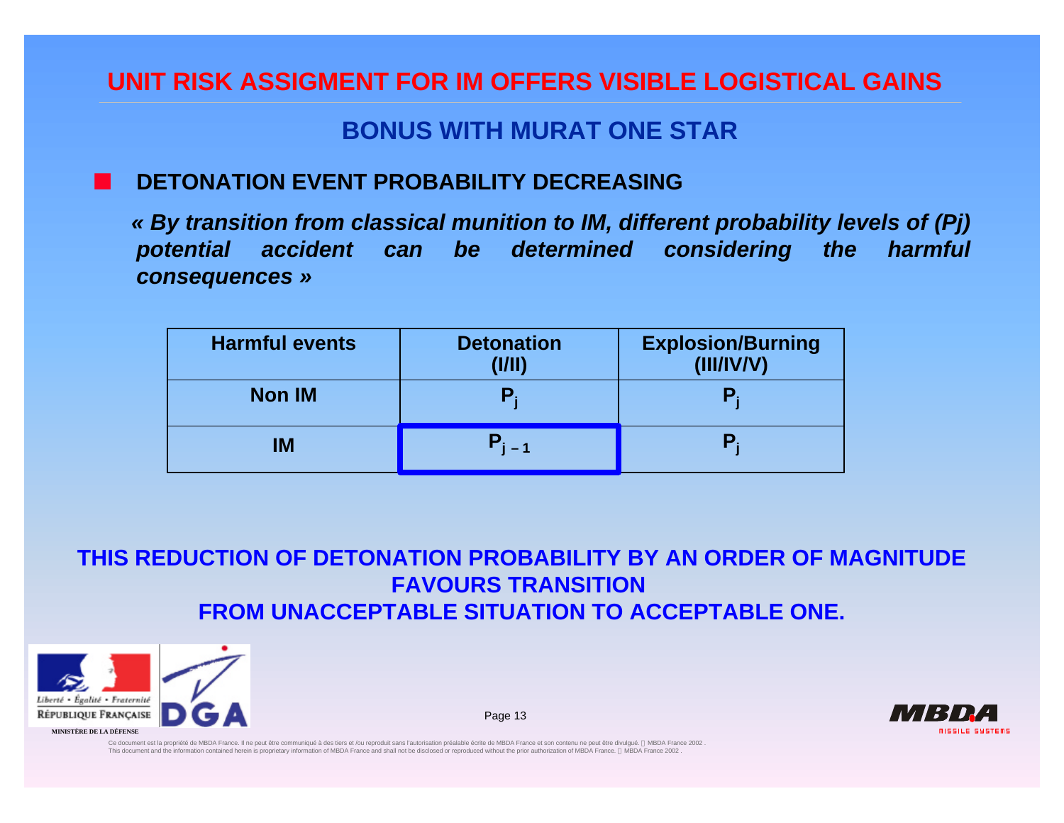# UNIT RISK ASSIGMENT FOR IM OFFERS VISIBLE LOGISTICAL GAINS

## BONUS WITH MURAT ONE STAR

- **DETONATION EVENT PROBABILITY DECREASING**

***« By transition from classical munition to IM, different probability levels of (Pj) potential accident can be determined considering the harmful consequences »***

| Harmful events | Detonation (I/II) | Explosion/Burning (III/IV/V) |
|---|---|---|
| Non IM | $P_j$ | $P_j$ |
| IM | $P_{j-1}$ | $P_j$ |

**THIS REDUCTION OF DETONATION PROBABILITY BY AN ORDER OF MAGNITUDE FAVOURS TRANSITION FROM UNACCEPTABLE SITUATION TO ACCEPTABLE ONE.**

Ce document est la propriété de MBDA France. Il ne peut être communiqué à des tiers et /ou reproduit sans l'autorisation préalable écrite de MBDA France et son contenu ne peut être divulgué. MBDA France 2002 .
This document and the information contained herein is proprietary information of MBDA France and shall not be disclosed or reproduced without the prior authorization of MBDA France. MBDA France 2002 .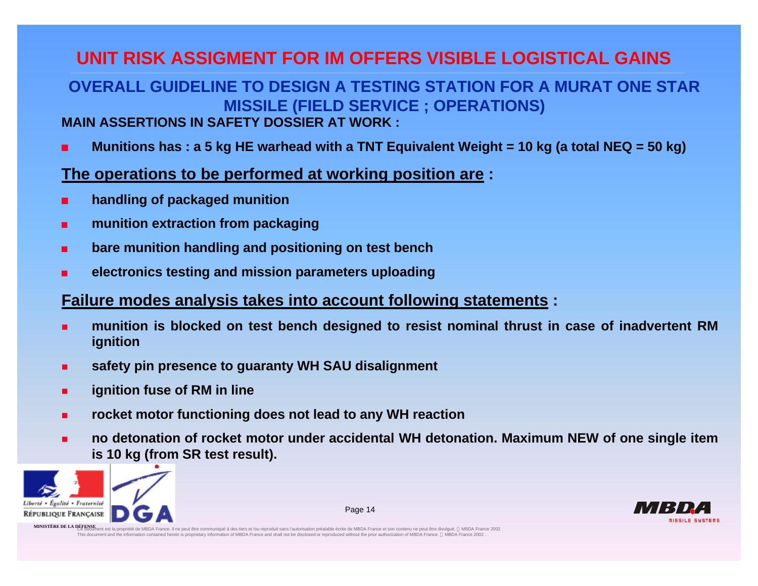# UNIT RISK ASSIGMENT FOR IM OFFERS VISIBLE LOGISTICAL GAINS

## OVERALL GUIDELINE TO DESIGN A TESTING STATION FOR A MURAT ONE STAR MISSILE (FIELD SERVICE ; OPERATIONS)

**MAIN ASSERTIONS IN SAFETY DOSSIER AT WORK :**

- **Munitions has : a 5 kg HE warhead with a TNT Equivalent Weight = 10 kg (a total NEQ = 50 kg)**

**The operations to be performed at working position are :**

- **handling of packaged munition**
- **munition extraction from packaging**
- **bare munition handling and positioning on test bench**
- **electronics testing and mission parameters uploading**

**Failure modes analysis takes into account following statements :**

- **munition is blocked on test bench designed to resist nominal thrust in case of inadvertent RM ignition**
- **safety pin presence to guaranty WH SAU disalignment**
- **ignition fuse of RM in line**
- **rocket motor functioning does not lead to any WH reaction**
- **no detonation of rocket motor under accidental WH detonation. Maximum NEW of one single item is 10 kg (from SR test result).**

MINISTÈRE DE LA DÉFENSE

Ce document est la propriété de MBDA France. Il ne peut être communiqué à des tiers et /ou reproduit sans l'autorisation préalable écrite de MBDA France et son contenu ne peut être divulgué. © MBDA France 2002 .
This document and the information contained herein is proprietary information of MBDA France and shall not be disclosed or reproduced without the prior authorization of MBDA France. © MBDA France 2002 .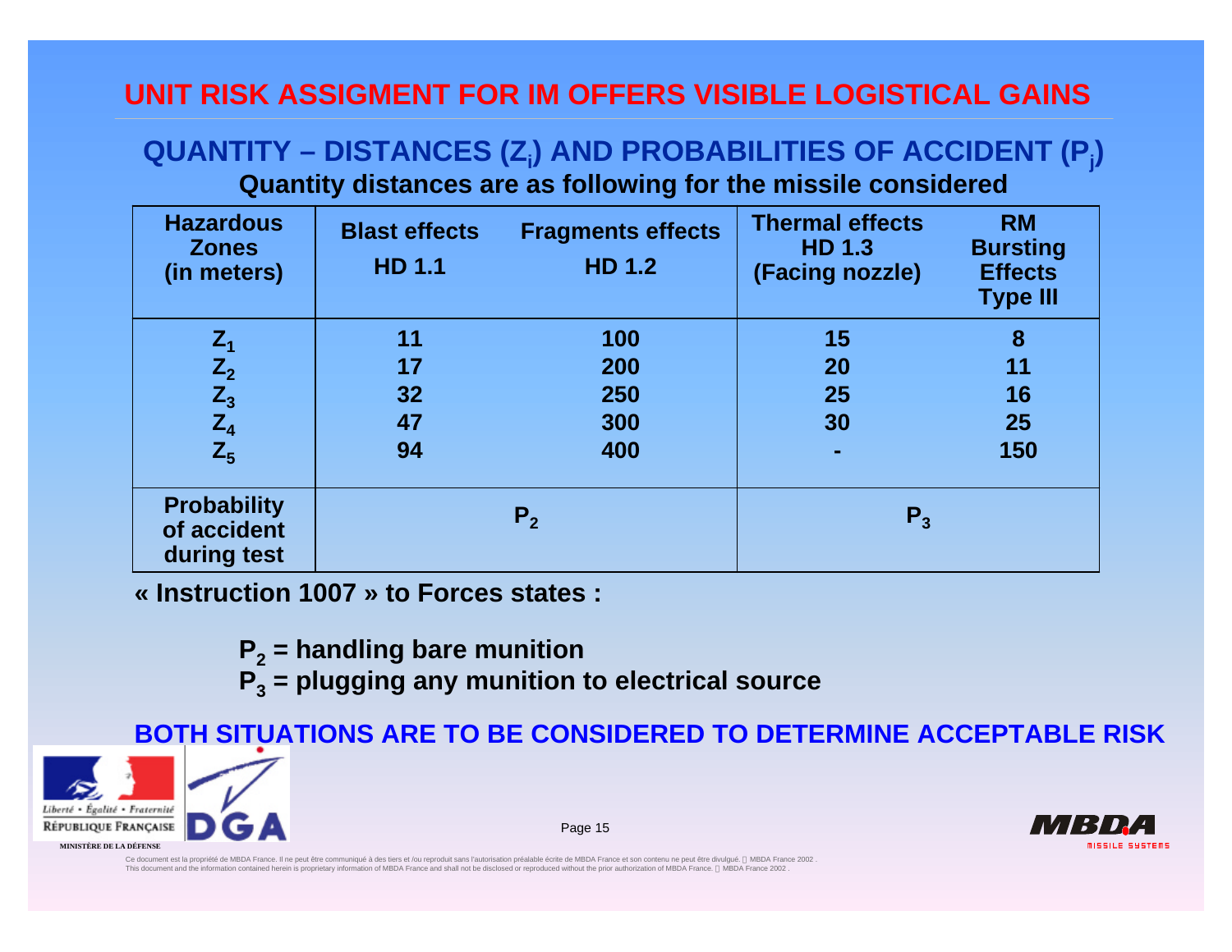# UNIT RISK ASSIGMENT FOR IM OFFERS VISIBLE LOGISTICAL GAINS

## QUANTITY – DISTANCES ($Z_i$) AND PROBABILITIES OF ACCIDENT ($P_j$)

**Quantity distances are as following for the missile considered**

| Hazardous Zones (in meters) | Blast effects HD 1.1 | Fragments effects HD 1.2 | Thermal effects HD 1.3 (Facing nozzle) | RM Bursting Effects Type III |
|---|---|---|---|---|
| $Z_1$ | 11 | 100 | 15 | 8 |
| $Z_2$ | 17 | 200 | 20 | 11 |
| $Z_3$ | 32 | 250 | 25 | 16 |
| $Z_4$ | 47 | 300 | 30 | 25 |
| $Z_5$ | 94 | 400 | - | 150 |
| Probability of accident during test | $P_2$ | | $P_3$ | |

**« Instruction 1007 » to Forces states :**

**$P_2$ = handling bare munition**
**$P_3$ = plugging any munition to electrical source**

**BOTH SITUATIONS ARE TO BE CONSIDERED TO DETERMINE ACCEPTABLE RISK**

Liberté • Égalité • Fraternité
RÉPUBLIQUE FRANÇAISE
MINISTÈRE DE LA DÉFENSE

DGA

MBDA MISSILE SYSTEMS

Ce document est la propriété de MBDA France. Il ne peut être communiqué à des tiers et /ou reproduit sans l'autorisation préalable écrite de MBDA France et son contenu ne peut être divulgué. © MBDA France 2002 .
This document and the information contained herein is proprietary information of MBDA France and shall not be disclosed or reproduced without the prior authorization of MBDA France. © MBDA France 2002 .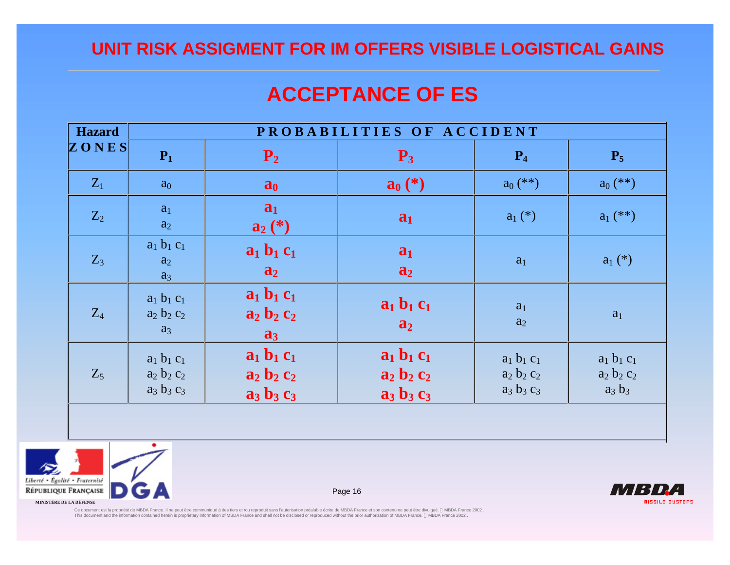# UNIT RISK ASSIGMENT FOR IM OFFERS VISIBLE LOGISTICAL GAINS

## ACCEPTANCE OF ES

| Hazard ZONES | PROBABILITIES OF ACCIDENT | | | | |
|---|---|---|---|---|---|
| | $P_1$ | **$P_2$** | **$P_3$** | $P_4$ | $P_5$ |
| $Z_1$ | $a_0$ | **$a_0$** | **$a_0$ (*)** | $a_0$ (**) | $a_0$ (**) |
| $Z_2$ | $a_1$<br>$a_2$ | **$a_1$**<br>**$a_2$ (*)** | **$a_1$** | $a_1$ (*) | $a_1$ (**) |
| $Z_3$ | $a_1\ b_1\ c_1$<br>$a_2$<br>$a_3$ | **$a_1\ b_1\ c_1$**<br>**$a_2$** | **$a_1$**<br>**$a_2$** | $a_1$ | $a_1$ (*) |
| $Z_4$ | $a_1\ b_1\ c_1$<br>$a_2\ b_2\ c_2$<br>$a_3$ | **$a_1\ b_1\ c_1$**<br>**$a_2\ b_2\ c_2$**<br>**$a_3$** | **$a_1\ b_1\ c_1$**<br>**$a_2$** | $a_1$<br>$a_2$ | $a_1$ |
| $Z_5$ | $a_1\ b_1\ c_1$<br>$a_2\ b_2\ c_2$<br>$a_3\ b_3\ c_3$ | **$a_1\ b_1\ c_1$**<br>**$a_2\ b_2\ c_2$**<br>**$a_3\ b_3\ c_3$** | **$a_1\ b_1\ c_1$**<br>**$a_2\ b_2\ c_2$**<br>**$a_3\ b_3\ c_3$** | $a_1\ b_1\ c_1$<br>$a_2\ b_2\ c_2$<br>$a_3\ b_3\ c_3$ | $a_1\ b_1\ c_1$<br>$a_2\ b_2\ c_2$<br>$a_3\ b_3$ |

Liberté • Égalité • Fraternité
RÉPUBLIQUE FRANÇAISE
MINISTÈRE DE LA DÉFENSE

DGA

MBDA MISSILE SYSTEMS

Ce document est la propriété de MBDA France. Il ne peut être communiqué à des tiers et /ou reproduit sans l'autorisation préalable écrite de MBDA France et son contenu ne peut être divulgué. MBDA France 2002 .
This document and the information contained herein is proprietary information of MBDA France and shall not be disclosed or reproduced without the prior authorization of MBDA France. MBDA France 2002 .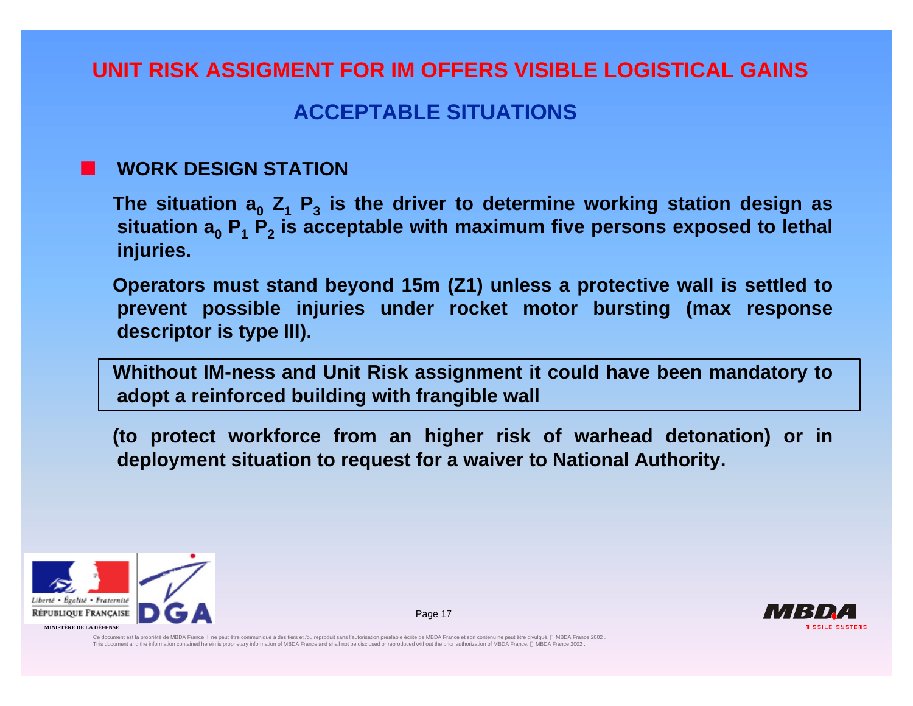# UNIT RISK ASSIGMENT FOR IM OFFERS VISIBLE LOGISTICAL GAINS

## ACCEPTABLE SITUATIONS

- **WORK DESIGN STATION**

**The situation $a_0$ $Z_1$ $P_3$ is the driver to determine working station design as situation $a_0$ $P_1$ $P_2$ is acceptable with maximum five persons exposed to lethal injuries.**

**Operators must stand beyond 15m (Z1) unless a protective wall is settled to prevent possible injuries under rocket motor bursting (max response descriptor is type III).**

**Whithout IM-ness and Unit Risk assignment it could have been mandatory to adopt a reinforced building with frangible wall**

**(to protect workforce from an higher risk of warhead detonation) or in deployment situation to request for a waiver to National Authority.**

Liberté • Égalité • Fraternité
RÉPUBLIQUE FRANÇAISE
MINISTÈRE DE LA DÉFENSE

DGA

MBDA
MISSILE SYSTEMS

Ce document est la propriété de MBDA France. Il ne peut être communiqué à des tiers et /ou reproduit sans l'autorisation préalable écrite de MBDA France et son contenu ne peut être divulgué. © MBDA France 2002 .
This document and the information contained herein is proprietary information of MBDA France and shall not be disclosed or reproduced without the prior authorization of MBDA France. © MBDA France 2002 .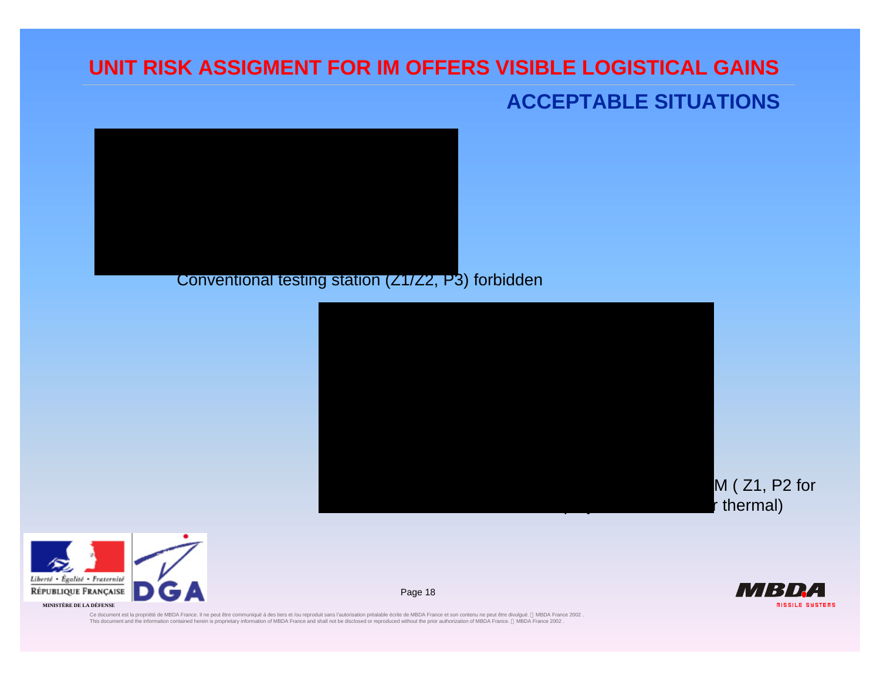# UNIT RISK ASSIGMENT FOR IM OFFERS VISIBLE LOGISTICAL GAINS

## ACCEPTABLE SITUATIONS

Conventional testing station (Z1/Z2, P3) forbidden

M ( Z1, P2 for

r thermal)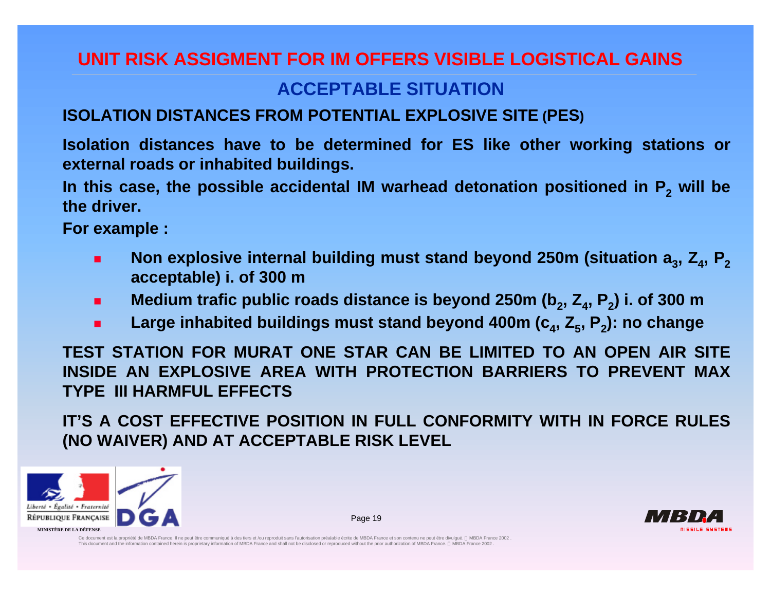# UNIT RISK ASSIGMENT FOR IM OFFERS VISIBLE LOGISTICAL GAINS

## ACCEPTABLE SITUATION

**ISOLATION DISTANCES FROM POTENTIAL EXPLOSIVE SITE (PES)**

**Isolation distances have to be determined for ES like other working stations or external roads or inhabited buildings.**

**In this case, the possible accidental IM warhead detonation positioned in $P_2$ will be the driver.**

**For example :**

- **Non explosive internal building must stand beyond 250m (situation $a_3$, $Z_4$, $P_2$ acceptable) i. of 300 m**
- **Medium trafic public roads distance is beyond 250m ($b_2$, $Z_4$, $P_2$) i. of 300 m**
- **Large inhabited buildings must stand beyond 400m ($c_4$, $Z_5$, $P_2$): no change**

**TEST STATION FOR MURAT ONE STAR CAN BE LIMITED TO AN OPEN AIR SITE INSIDE AN EXPLOSIVE AREA WITH PROTECTION BARRIERS TO PREVENT MAX TYPE III HARMFUL EFFECTS**

**IT'S A COST EFFECTIVE POSITION IN FULL CONFORMITY WITH IN FORCE RULES (NO WAIVER) AND AT ACCEPTABLE RISK LEVEL**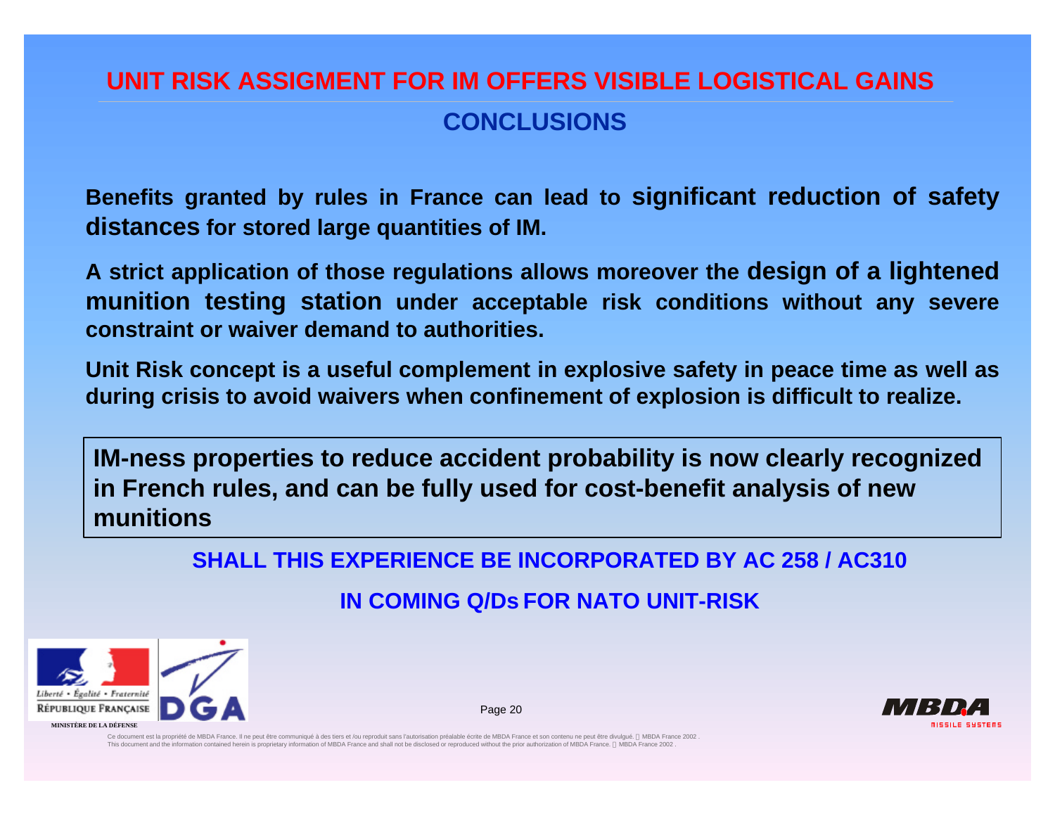# UNIT RISK ASSIGMENT FOR IM OFFERS VISIBLE LOGISTICAL GAINS

## CONCLUSIONS

**Benefits granted by rules in France can lead to significant reduction of safety distances for stored large quantities of IM.**

**A strict application of those regulations allows moreover the design of a lightened munition testing station under acceptable risk conditions without any severe constraint or waiver demand to authorities.**

**Unit Risk concept is a useful complement in explosive safety in peace time as well as during crisis to avoid waivers when confinement of explosion is difficult to realize.**

**IM-ness properties to reduce accident probability is now clearly recognized in French rules, and can be fully used for cost-benefit analysis of new munitions**

**SHALL THIS EXPERIENCE BE INCORPORATED BY AC 258 / AC310**

**IN COMING Q/Ds FOR NATO UNIT-RISK**

Liberté • Égalité • Fraternité
RÉPUBLIQUE FRANÇAISE
MINISTÈRE DE LA DÉFENSE

DGA

MBDA MISSILE SYSTEMS

Ce document est la propriété de MBDA France. Il ne peut être communiqué à des tiers et /ou reproduit sans l'autorisation préalable écrite de MBDA France et son contenu ne peut être divulgué. © MBDA France 2002 .
This document and the information contained herein is proprietary information of MBDA France and shall not be disclosed or reproduced without the prior authorization of MBDA France. © MBDA France 2002 .